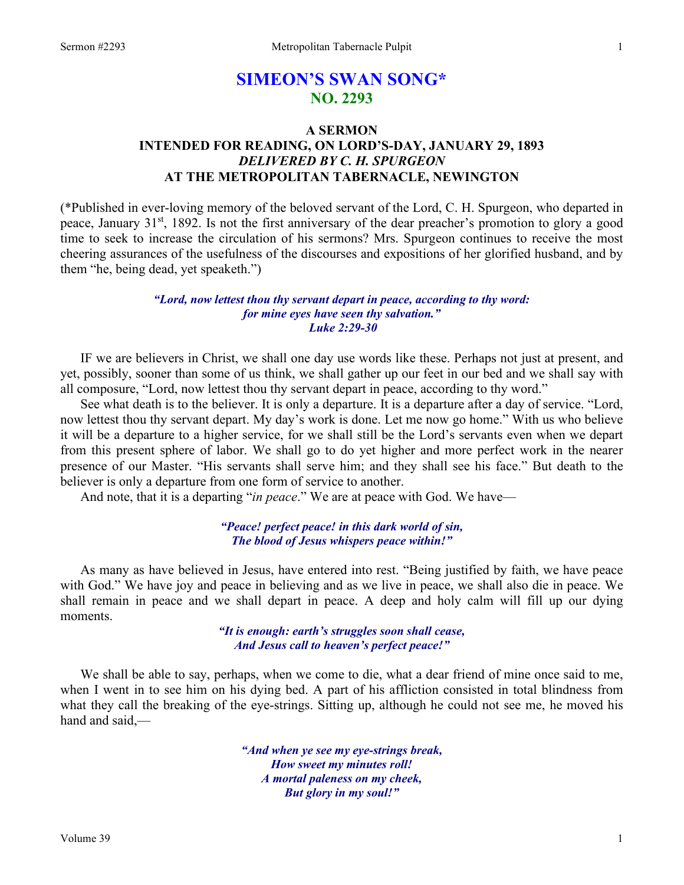# SIMEON'S SWAN SONG*
## NO. 2293

### A SERMON
### INTENDED FOR READING, ON LORD'S-DAY, JANUARY 29, 1893
### *DELIVERED BY C. H. SPURGEON*
### AT THE METROPOLITAN TABERNACLE, NEWINGTON

(*Published in ever-loving memory of the beloved servant of the Lord, C. H. Spurgeon, who departed in peace, January 31st, 1892. Is not the first anniversary of the dear preacher's promotion to glory a good time to seek to increase the circulation of his sermons? Mrs. Spurgeon continues to receive the most cheering assurances of the usefulness of the discourses and expositions of her glorified husband, and by them "he, being dead, yet speaketh.")

> *"Lord, now lettest thou thy servant depart in peace, according to thy word: for mine eyes have seen thy salvation."*
> *Luke 2:29-30*

IF we are believers in Christ, we shall one day use words like these. Perhaps not just at present, and yet, possibly, sooner than some of us think, we shall gather up our feet in our bed and we shall say with all composure, "Lord, now lettest thou thy servant depart in peace, according to thy word."

See what death is to the believer. It is only a departure. It is a departure after a day of service. "Lord, now lettest thou thy servant depart. My day's work is done. Let me now go home." With us who believe it will be a departure to a higher service, for we shall still be the Lord's servants even when we depart from this present sphere of labor. We shall go to do yet higher and more perfect work in the nearer presence of our Master. "His servants shall serve him; and they shall see his face." But death to the believer is only a departure from one form of service to another.

And note, that it is a departing "*in peace*." We are at peace with God. We have—

> *"Peace! perfect peace! in this dark world of sin,*
> *The blood of Jesus whispers peace within!"*

As many as have believed in Jesus, have entered into rest. "Being justified by faith, we have peace with God." We have joy and peace in believing and as we live in peace, we shall also die in peace. We shall remain in peace and we shall depart in peace. A deep and holy calm will fill up our dying moments.

> *"It is enough: earth's struggles soon shall cease,*
> *And Jesus call to heaven's perfect peace!"*

We shall be able to say, perhaps, when we come to die, what a dear friend of mine once said to me, when I went in to see him on his dying bed. A part of his affliction consisted in total blindness from what they call the breaking of the eye-strings. Sitting up, although he could not see me, he moved his hand and said,—

> *"And when ye see my eye-strings break,*
> *How sweet my minutes roll!*
> *A mortal paleness on my cheek,*
> *But glory in my soul!"*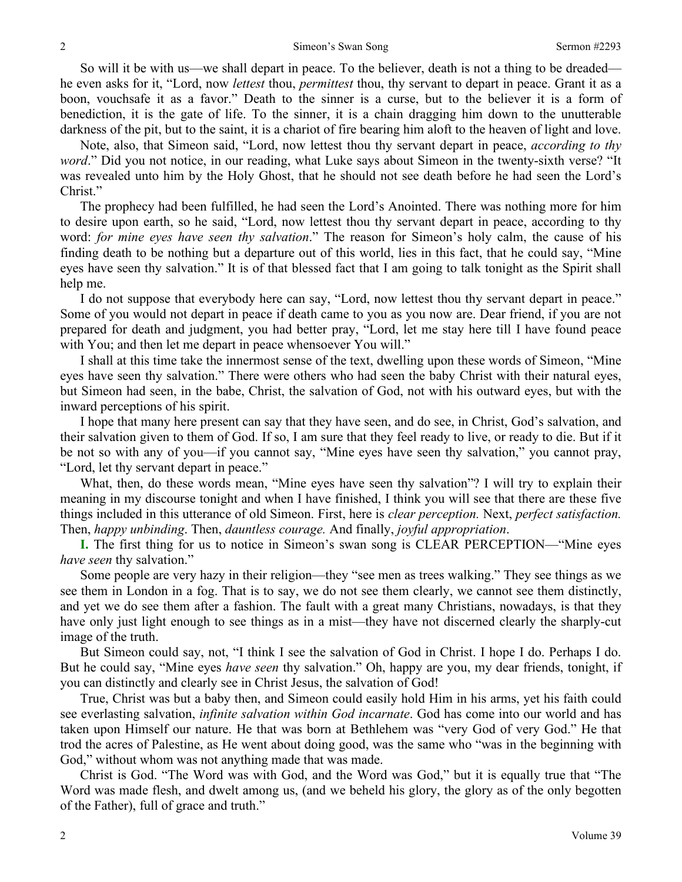So will it be with us—we shall depart in peace. To the believer, death is not a thing to be dreaded—he even asks for it, "Lord, now *lettest* thou, *permittest* thou, thy servant to depart in peace. Grant it as a boon, vouchsafe it as a favor." Death to the sinner is a curse, but to the believer it is a form of benediction, it is the gate of life. To the sinner, it is a chain dragging him down to the unutterable darkness of the pit, but to the saint, it is a chariot of fire bearing him aloft to the heaven of light and love.

Note, also, that Simeon said, "Lord, now lettest thou thy servant depart in peace, *according to thy word*." Did you not notice, in our reading, what Luke says about Simeon in the twenty-sixth verse? "It was revealed unto him by the Holy Ghost, that he should not see death before he had seen the Lord's Christ."

The prophecy had been fulfilled, he had seen the Lord's Anointed. There was nothing more for him to desire upon earth, so he said, "Lord, now lettest thou thy servant depart in peace, according to thy word: *for mine eyes have seen thy salvation*." The reason for Simeon's holy calm, the cause of his finding death to be nothing but a departure out of this world, lies in this fact, that he could say, "Mine eyes have seen thy salvation." It is of that blessed fact that I am going to talk tonight as the Spirit shall help me.

I do not suppose that everybody here can say, "Lord, now lettest thou thy servant depart in peace." Some of you would not depart in peace if death came to you as you now are. Dear friend, if you are not prepared for death and judgment, you had better pray, "Lord, let me stay here till I have found peace with You; and then let me depart in peace whensoever You will."

I shall at this time take the innermost sense of the text, dwelling upon these words of Simeon, "Mine eyes have seen thy salvation." There were others who had seen the baby Christ with their natural eyes, but Simeon had seen, in the babe, Christ, the salvation of God, not with his outward eyes, but with the inward perceptions of his spirit.

I hope that many here present can say that they have seen, and do see, in Christ, God's salvation, and their salvation given to them of God. If so, I am sure that they feel ready to live, or ready to die. But if it be not so with any of you—if you cannot say, "Mine eyes have seen thy salvation," you cannot pray, "Lord, let thy servant depart in peace."

What, then, do these words mean, "Mine eyes have seen thy salvation"? I will try to explain their meaning in my discourse tonight and when I have finished, I think you will see that there are these five things included in this utterance of old Simeon. First, here is *clear perception.* Next, *perfect satisfaction.* Then, *happy unbinding*. Then, *dauntless courage.* And finally, *joyful appropriation*.

**I.** The first thing for us to notice in Simeon's swan song is CLEAR PERCEPTION—"Mine eyes *have seen* thy salvation."

Some people are very hazy in their religion—they "see men as trees walking." They see things as we see them in London in a fog. That is to say, we do not see them clearly, we cannot see them distinctly, and yet we do see them after a fashion. The fault with a great many Christians, nowadays, is that they have only just light enough to see things as in a mist—they have not discerned clearly the sharply-cut image of the truth.

But Simeon could say, not, "I think I see the salvation of God in Christ. I hope I do. Perhaps I do. But he could say, "Mine eyes *have seen* thy salvation." Oh, happy are you, my dear friends, tonight, if you can distinctly and clearly see in Christ Jesus, the salvation of God!

True, Christ was but a baby then, and Simeon could easily hold Him in his arms, yet his faith could see everlasting salvation, *infinite salvation within God incarnate*. God has come into our world and has taken upon Himself our nature. He that was born at Bethlehem was "very God of very God." He that trod the acres of Palestine, as He went about doing good, was the same who "was in the beginning with God," without whom was not anything made that was made.

Christ is God. "The Word was with God, and the Word was God," but it is equally true that "The Word was made flesh, and dwelt among us, (and we beheld his glory, the glory as of the only begotten of the Father), full of grace and truth."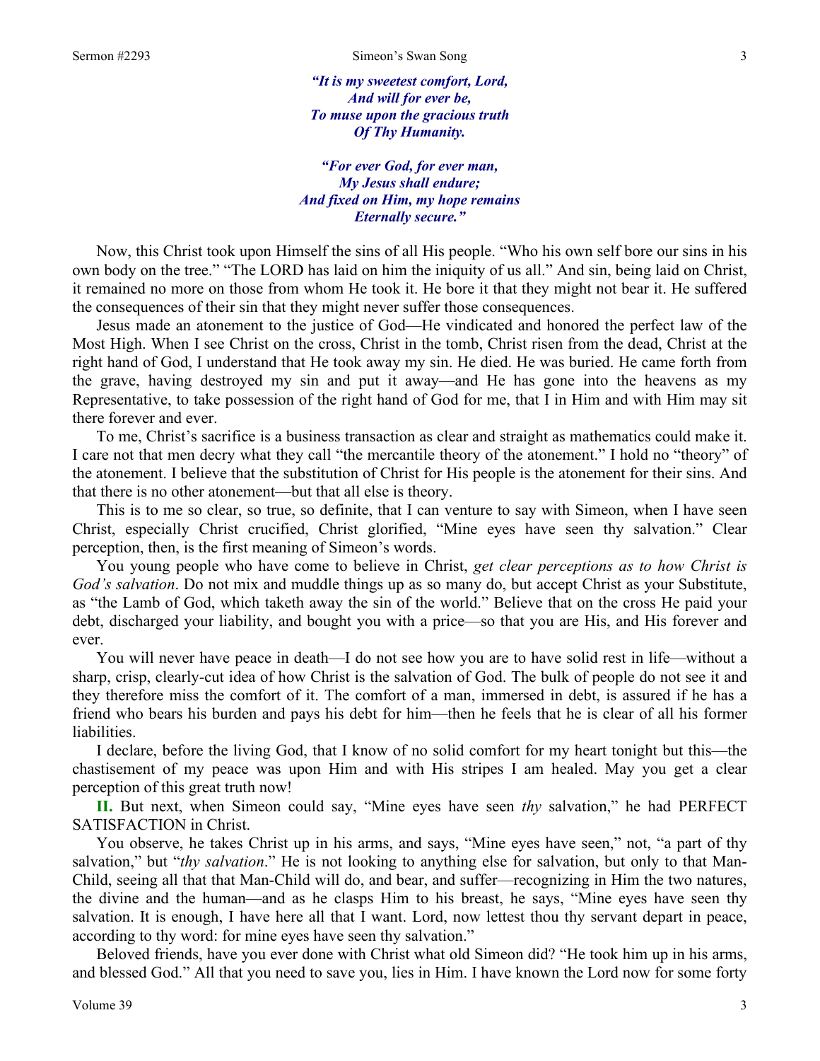*"It is my sweetest comfort, Lord,*
*And will for ever be,*
*To muse upon the gracious truth*
*Of Thy Humanity.*

*"For ever God, for ever man,*
*My Jesus shall endure;*
*And fixed on Him, my hope remains*
*Eternally secure."*

Now, this Christ took upon Himself the sins of all His people. "Who his own self bore our sins in his own body on the tree." "The LORD has laid on him the iniquity of us all." And sin, being laid on Christ, it remained no more on those from whom He took it. He bore it that they might not bear it. He suffered the consequences of their sin that they might never suffer those consequences.

Jesus made an atonement to the justice of God—He vindicated and honored the perfect law of the Most High. When I see Christ on the cross, Christ in the tomb, Christ risen from the dead, Christ at the right hand of God, I understand that He took away my sin. He died. He was buried. He came forth from the grave, having destroyed my sin and put it away—and He has gone into the heavens as my Representative, to take possession of the right hand of God for me, that I in Him and with Him may sit there forever and ever.

To me, Christ's sacrifice is a business transaction as clear and straight as mathematics could make it. I care not that men decry what they call "the mercantile theory of the atonement." I hold no "theory" of the atonement. I believe that the substitution of Christ for His people is the atonement for their sins. And that there is no other atonement—but that all else is theory.

This is to me so clear, so true, so definite, that I can venture to say with Simeon, when I have seen Christ, especially Christ crucified, Christ glorified, "Mine eyes have seen thy salvation." Clear perception, then, is the first meaning of Simeon's words.

You young people who have come to believe in Christ, *get clear perceptions as to how Christ is God's salvation*. Do not mix and muddle things up as so many do, but accept Christ as your Substitute, as "the Lamb of God, which taketh away the sin of the world." Believe that on the cross He paid your debt, discharged your liability, and bought you with a price—so that you are His, and His forever and ever.

You will never have peace in death—I do not see how you are to have solid rest in life—without a sharp, crisp, clearly-cut idea of how Christ is the salvation of God. The bulk of people do not see it and they therefore miss the comfort of it. The comfort of a man, immersed in debt, is assured if he has a friend who bears his burden and pays his debt for him—then he feels that he is clear of all his former liabilities.

I declare, before the living God, that I know of no solid comfort for my heart tonight but this—the chastisement of my peace was upon Him and with His stripes I am healed. May you get a clear perception of this great truth now!

**II.** But next, when Simeon could say, "Mine eyes have seen *thy* salvation," he had PERFECT SATISFACTION in Christ.

You observe, he takes Christ up in his arms, and says, "Mine eyes have seen," not, "a part of thy salvation," but "*thy salvation*." He is not looking to anything else for salvation, but only to that Man-Child, seeing all that that Man-Child will do, and bear, and suffer—recognizing in Him the two natures, the divine and the human—and as he clasps Him to his breast, he says, "Mine eyes have seen thy salvation. It is enough, I have here all that I want. Lord, now lettest thou thy servant depart in peace, according to thy word: for mine eyes have seen thy salvation."

Beloved friends, have you ever done with Christ what old Simeon did? "He took him up in his arms, and blessed God." All that you need to save you, lies in Him. I have known the Lord now for some forty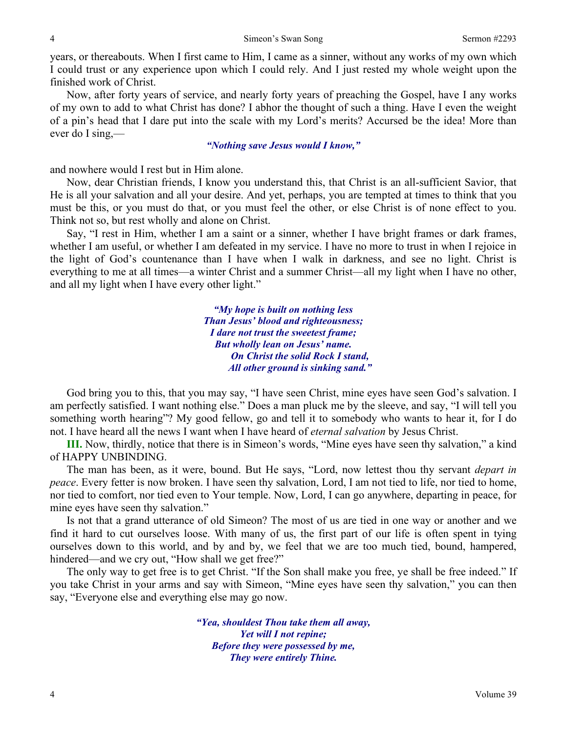years, or thereabouts. When I first came to Him, I came as a sinner, without any works of my own which I could trust or any experience upon which I could rely. And I just rested my whole weight upon the finished work of Christ.

Now, after forty years of service, and nearly forty years of preaching the Gospel, have I any works of my own to add to what Christ has done? I abhor the thought of such a thing. Have I even the weight of a pin's head that I dare put into the scale with my Lord's merits? Accursed be the idea! More than ever do I sing,—

*"Nothing save Jesus would I know,"*

and nowhere would I rest but in Him alone.

Now, dear Christian friends, I know you understand this, that Christ is an all-sufficient Savior, that He is all your salvation and all your desire. And yet, perhaps, you are tempted at times to think that you must be this, or you must do that, or you must feel the other, or else Christ is of none effect to you. Think not so, but rest wholly and alone on Christ.

Say, "I rest in Him, whether I am a saint or a sinner, whether I have bright frames or dark frames, whether I am useful, or whether I am defeated in my service. I have no more to trust in when I rejoice in the light of God's countenance than I have when I walk in darkness, and see no light. Christ is everything to me at all times—a winter Christ and a summer Christ—all my light when I have no other, and all my light when I have every other light."

*"My hope is built on nothing less*
*Than Jesus' blood and righteousness;*
*I dare not trust the sweetest frame;*
*But wholly lean on Jesus' name.*
*On Christ the solid Rock I stand,*
*All other ground is sinking sand."*

God bring you to this, that you may say, "I have seen Christ, mine eyes have seen God's salvation. I am perfectly satisfied. I want nothing else." Does a man pluck me by the sleeve, and say, "I will tell you something worth hearing"? My good fellow, go and tell it to somebody who wants to hear it, for I do not. I have heard all the news I want when I have heard of *eternal salvation* by Jesus Christ.

**III.** Now, thirdly, notice that there is in Simeon's words, "Mine eyes have seen thy salvation," a kind of HAPPY UNBINDING.

The man has been, as it were, bound. But He says, "Lord, now lettest thou thy servant *depart in peace*. Every fetter is now broken. I have seen thy salvation, Lord, I am not tied to life, nor tied to home, nor tied to comfort, nor tied even to Your temple. Now, Lord, I can go anywhere, departing in peace, for mine eyes have seen thy salvation."

Is not that a grand utterance of old Simeon? The most of us are tied in one way or another and we find it hard to cut ourselves loose. With many of us, the first part of our life is often spent in tying ourselves down to this world, and by and by, we feel that we are too much tied, bound, hampered, hindered—and we cry out, "How shall we get free?"

The only way to get free is to get Christ. "If the Son shall make you free, ye shall be free indeed." If you take Christ in your arms and say with Simeon, "Mine eyes have seen thy salvation," you can then say, "Everyone else and everything else may go now.

*"Yea, shouldest Thou take them all away,*
*Yet will I not repine;*
*Before they were possessed by me,*
*They were entirely Thine.*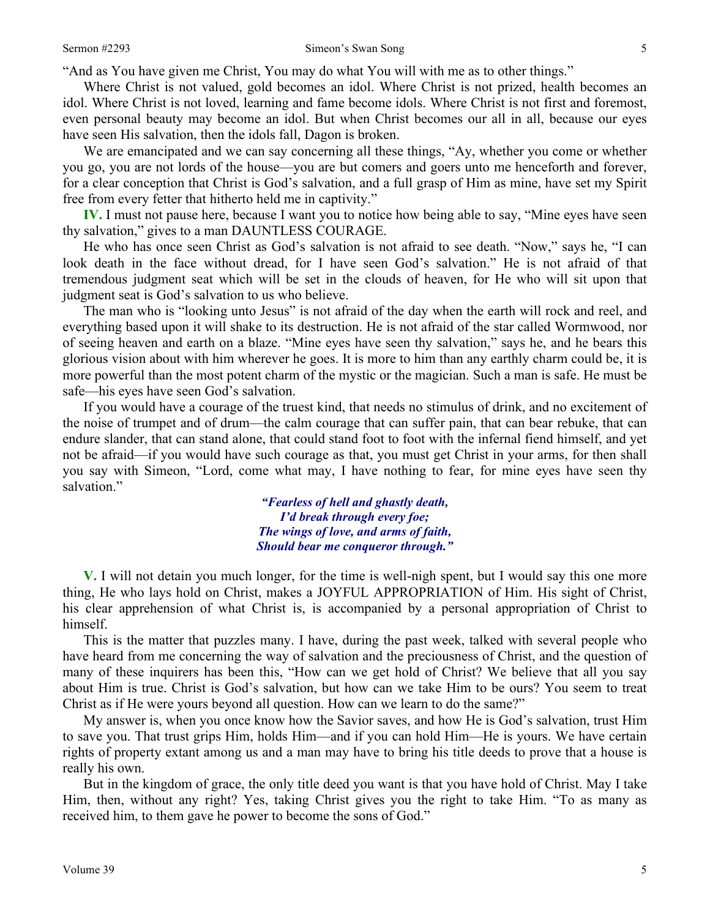"And as You have given me Christ, You may do what You will with me as to other things."

Where Christ is not valued, gold becomes an idol. Where Christ is not prized, health becomes an idol. Where Christ is not loved, learning and fame become idols. Where Christ is not first and foremost, even personal beauty may become an idol. But when Christ becomes our all in all, because our eyes have seen His salvation, then the idols fall, Dagon is broken.

We are emancipated and we can say concerning all these things, "Ay, whether you come or whether you go, you are not lords of the house—you are but comers and goers unto me henceforth and forever, for a clear conception that Christ is God's salvation, and a full grasp of Him as mine, have set my Spirit free from every fetter that hitherto held me in captivity."

**IV.** I must not pause here, because I want you to notice how being able to say, "Mine eyes have seen thy salvation," gives to a man DAUNTLESS COURAGE.

He who has once seen Christ as God's salvation is not afraid to see death. "Now," says he, "I can look death in the face without dread, for I have seen God's salvation." He is not afraid of that tremendous judgment seat which will be set in the clouds of heaven, for He who will sit upon that judgment seat is God's salvation to us who believe.

The man who is "looking unto Jesus" is not afraid of the day when the earth will rock and reel, and everything based upon it will shake to its destruction. He is not afraid of the star called Wormwood, nor of seeing heaven and earth on a blaze. "Mine eyes have seen thy salvation," says he, and he bears this glorious vision about with him wherever he goes. It is more to him than any earthly charm could be, it is more powerful than the most potent charm of the mystic or the magician. Such a man is safe. He must be safe—his eyes have seen God's salvation.

If you would have a courage of the truest kind, that needs no stimulus of drink, and no excitement of the noise of trumpet and of drum—the calm courage that can suffer pain, that can bear rebuke, that can endure slander, that can stand alone, that could stand foot to foot with the infernal fiend himself, and yet not be afraid—if you would have such courage as that, you must get Christ in your arms, for then shall you say with Simeon, "Lord, come what may, I have nothing to fear, for mine eyes have seen thy salvation."

*"Fearless of hell and ghastly death,*
*I'd break through every foe;*
*The wings of love, and arms of faith,*
*Should bear me conqueror through."*

**V.** I will not detain you much longer, for the time is well-nigh spent, but I would say this one more thing, He who lays hold on Christ, makes a JOYFUL APPROPRIATION of Him. His sight of Christ, his clear apprehension of what Christ is, is accompanied by a personal appropriation of Christ to himself.

This is the matter that puzzles many. I have, during the past week, talked with several people who have heard from me concerning the way of salvation and the preciousness of Christ, and the question of many of these inquirers has been this, "How can we get hold of Christ? We believe that all you say about Him is true. Christ is God's salvation, but how can we take Him to be ours? You seem to treat Christ as if He were yours beyond all question. How can we learn to do the same?"

My answer is, when you once know how the Savior saves, and how He is God's salvation, trust Him to save you. That trust grips Him, holds Him—and if you can hold Him—He is yours. We have certain rights of property extant among us and a man may have to bring his title deeds to prove that a house is really his own.

But in the kingdom of grace, the only title deed you want is that you have hold of Christ. May I take Him, then, without any right? Yes, taking Christ gives you the right to take Him. "To as many as received him, to them gave he power to become the sons of God."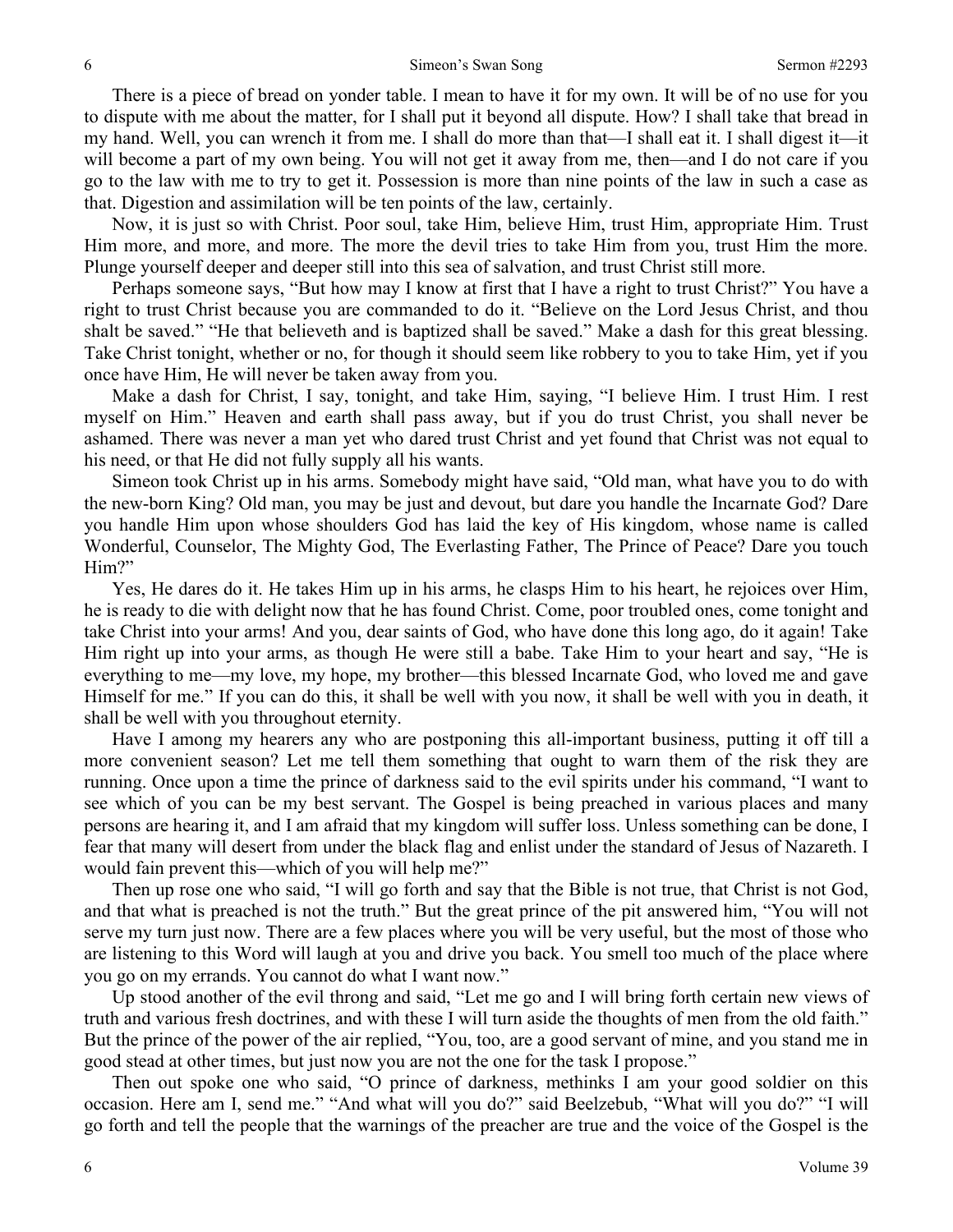There is a piece of bread on yonder table. I mean to have it for my own. It will be of no use for you to dispute with me about the matter, for I shall put it beyond all dispute. How? I shall take that bread in my hand. Well, you can wrench it from me. I shall do more than that—I shall eat it. I shall digest it—it will become a part of my own being. You will not get it away from me, then—and I do not care if you go to the law with me to try to get it. Possession is more than nine points of the law in such a case as that. Digestion and assimilation will be ten points of the law, certainly.

Now, it is just so with Christ. Poor soul, take Him, believe Him, trust Him, appropriate Him. Trust Him more, and more, and more. The more the devil tries to take Him from you, trust Him the more. Plunge yourself deeper and deeper still into this sea of salvation, and trust Christ still more.

Perhaps someone says, "But how may I know at first that I have a right to trust Christ?" You have a right to trust Christ because you are commanded to do it. "Believe on the Lord Jesus Christ, and thou shalt be saved." "He that believeth and is baptized shall be saved." Make a dash for this great blessing. Take Christ tonight, whether or no, for though it should seem like robbery to you to take Him, yet if you once have Him, He will never be taken away from you.

Make a dash for Christ, I say, tonight, and take Him, saying, "I believe Him. I trust Him. I rest myself on Him." Heaven and earth shall pass away, but if you do trust Christ, you shall never be ashamed. There was never a man yet who dared trust Christ and yet found that Christ was not equal to his need, or that He did not fully supply all his wants.

Simeon took Christ up in his arms. Somebody might have said, "Old man, what have you to do with the new-born King? Old man, you may be just and devout, but dare you handle the Incarnate God? Dare you handle Him upon whose shoulders God has laid the key of His kingdom, whose name is called Wonderful, Counselor, The Mighty God, The Everlasting Father, The Prince of Peace? Dare you touch Him?"

Yes, He dares do it. He takes Him up in his arms, he clasps Him to his heart, he rejoices over Him, he is ready to die with delight now that he has found Christ. Come, poor troubled ones, come tonight and take Christ into your arms! And you, dear saints of God, who have done this long ago, do it again! Take Him right up into your arms, as though He were still a babe. Take Him to your heart and say, "He is everything to me—my love, my hope, my brother—this blessed Incarnate God, who loved me and gave Himself for me." If you can do this, it shall be well with you now, it shall be well with you in death, it shall be well with you throughout eternity.

Have I among my hearers any who are postponing this all-important business, putting it off till a more convenient season? Let me tell them something that ought to warn them of the risk they are running. Once upon a time the prince of darkness said to the evil spirits under his command, "I want to see which of you can be my best servant. The Gospel is being preached in various places and many persons are hearing it, and I am afraid that my kingdom will suffer loss. Unless something can be done, I fear that many will desert from under the black flag and enlist under the standard of Jesus of Nazareth. I would fain prevent this—which of you will help me?"

Then up rose one who said, "I will go forth and say that the Bible is not true, that Christ is not God, and that what is preached is not the truth." But the great prince of the pit answered him, "You will not serve my turn just now. There are a few places where you will be very useful, but the most of those who are listening to this Word will laugh at you and drive you back. You smell too much of the place where you go on my errands. You cannot do what I want now."

Up stood another of the evil throng and said, "Let me go and I will bring forth certain new views of truth and various fresh doctrines, and with these I will turn aside the thoughts of men from the old faith." But the prince of the power of the air replied, "You, too, are a good servant of mine, and you stand me in good stead at other times, but just now you are not the one for the task I propose."

Then out spoke one who said, "O prince of darkness, methinks I am your good soldier on this occasion. Here am I, send me." "And what will you do?" said Beelzebub, "What will you do?" "I will go forth and tell the people that the warnings of the preacher are true and the voice of the Gospel is the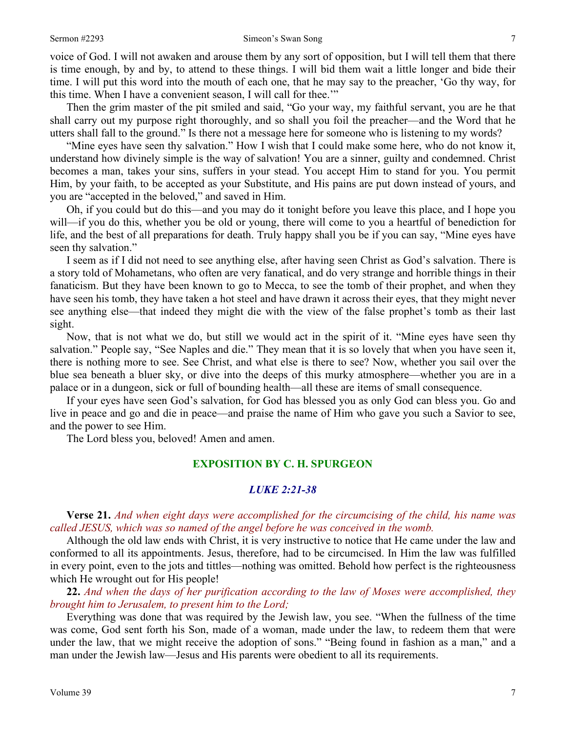voice of God. I will not awaken and arouse them by any sort of opposition, but I will tell them that there is time enough, by and by, to attend to these things. I will bid them wait a little longer and bide their time. I will put this word into the mouth of each one, that he may say to the preacher, 'Go thy way, for this time. When I have a convenient season, I will call for thee.'"

Then the grim master of the pit smiled and said, "Go your way, my faithful servant, you are he that shall carry out my purpose right thoroughly, and so shall you foil the preacher—and the Word that he utters shall fall to the ground." Is there not a message here for someone who is listening to my words?

"Mine eyes have seen thy salvation." How I wish that I could make some here, who do not know it, understand how divinely simple is the way of salvation! You are a sinner, guilty and condemned. Christ becomes a man, takes your sins, suffers in your stead. You accept Him to stand for you. You permit Him, by your faith, to be accepted as your Substitute, and His pains are put down instead of yours, and you are "accepted in the beloved," and saved in Him.

Oh, if you could but do this—and you may do it tonight before you leave this place, and I hope you will—if you do this, whether you be old or young, there will come to you a heartful of benediction for life, and the best of all preparations for death. Truly happy shall you be if you can say, "Mine eyes have seen thy salvation."

I seem as if I did not need to see anything else, after having seen Christ as God's salvation. There is a story told of Mohametans, who often are very fanatical, and do very strange and horrible things in their fanaticism. But they have been known to go to Mecca, to see the tomb of their prophet, and when they have seen his tomb, they have taken a hot steel and have drawn it across their eyes, that they might never see anything else—that indeed they might die with the view of the false prophet's tomb as their last sight.

Now, that is not what we do, but still we would act in the spirit of it. "Mine eyes have seen thy salvation." People say, "See Naples and die." They mean that it is so lovely that when you have seen it, there is nothing more to see. See Christ, and what else is there to see? Now, whether you sail over the blue sea beneath a bluer sky, or dive into the deeps of this murky atmosphere—whether you are in a palace or in a dungeon, sick or full of bounding health—all these are items of small consequence.

If your eyes have seen God's salvation, for God has blessed you as only God can bless you. Go and live in peace and go and die in peace—and praise the name of Him who gave you such a Savior to see, and the power to see Him.

The Lord bless you, beloved! Amen and amen.

## EXPOSITION BY C. H. SPURGEON

### *LUKE 2:21-38*

**Verse 21.** *And when eight days were accomplished for the circumcising of the child, his name was called JESUS, which was so named of the angel before he was conceived in the womb.*

Although the old law ends with Christ, it is very instructive to notice that He came under the law and conformed to all its appointments. Jesus, therefore, had to be circumcised. In Him the law was fulfilled in every point, even to the jots and tittles—nothing was omitted. Behold how perfect is the righteousness which He wrought out for His people!

**22.** *And when the days of her purification according to the law of Moses were accomplished, they brought him to Jerusalem, to present him to the Lord;*

Everything was done that was required by the Jewish law, you see. "When the fullness of the time was come, God sent forth his Son, made of a woman, made under the law, to redeem them that were under the law, that we might receive the adoption of sons." "Being found in fashion as a man," and a man under the Jewish law—Jesus and His parents were obedient to all its requirements.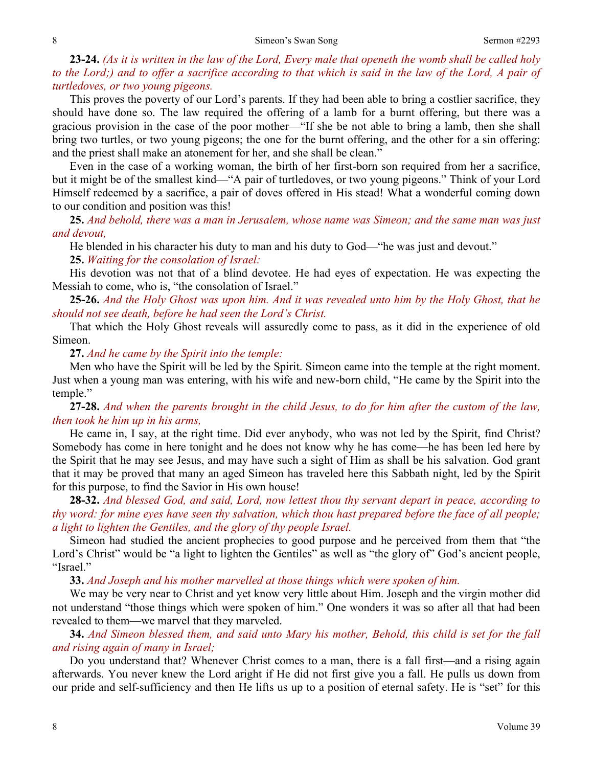**23-24.** *(As it is written in the law of the Lord, Every male that openeth the womb shall be called holy to the Lord;) and to offer a sacrifice according to that which is said in the law of the Lord, A pair of turtledoves, or two young pigeons.*

This proves the poverty of our Lord's parents. If they had been able to bring a costlier sacrifice, they should have done so. The law required the offering of a lamb for a burnt offering, but there was a gracious provision in the case of the poor mother—"If she be not able to bring a lamb, then she shall bring two turtles, or two young pigeons; the one for the burnt offering, and the other for a sin offering: and the priest shall make an atonement for her, and she shall be clean."

Even in the case of a working woman, the birth of her first-born son required from her a sacrifice, but it might be of the smallest kind—"A pair of turtledoves, or two young pigeons." Think of your Lord Himself redeemed by a sacrifice, a pair of doves offered in His stead! What a wonderful coming down to our condition and position was this!

**25.** *And behold, there was a man in Jerusalem, whose name was Simeon; and the same man was just and devout,*

He blended in his character his duty to man and his duty to God—"he was just and devout."

**25.** *Waiting for the consolation of Israel:*

His devotion was not that of a blind devotee. He had eyes of expectation. He was expecting the Messiah to come, who is, "the consolation of Israel."

**25-26.** *And the Holy Ghost was upon him. And it was revealed unto him by the Holy Ghost, that he should not see death, before he had seen the Lord's Christ.*

That which the Holy Ghost reveals will assuredly come to pass, as it did in the experience of old Simeon.

**27.** *And he came by the Spirit into the temple:*

Men who have the Spirit will be led by the Spirit. Simeon came into the temple at the right moment. Just when a young man was entering, with his wife and new-born child, "He came by the Spirit into the temple."

**27-28.** *And when the parents brought in the child Jesus, to do for him after the custom of the law, then took he him up in his arms,*

He came in, I say, at the right time. Did ever anybody, who was not led by the Spirit, find Christ? Somebody has come in here tonight and he does not know why he has come—he has been led here by the Spirit that he may see Jesus, and may have such a sight of Him as shall be his salvation. God grant that it may be proved that many an aged Simeon has traveled here this Sabbath night, led by the Spirit for this purpose, to find the Savior in His own house!

**28-32.** *And blessed God, and said, Lord, now lettest thou thy servant depart in peace, according to thy word: for mine eyes have seen thy salvation, which thou hast prepared before the face of all people; a light to lighten the Gentiles, and the glory of thy people Israel.*

Simeon had studied the ancient prophecies to good purpose and he perceived from them that "the Lord's Christ" would be "a light to lighten the Gentiles" as well as "the glory of" God's ancient people, "Israel."

**33.** *And Joseph and his mother marvelled at those things which were spoken of him.*

We may be very near to Christ and yet know very little about Him. Joseph and the virgin mother did not understand "those things which were spoken of him." One wonders it was so after all that had been revealed to them—we marvel that they marveled.

**34.** *And Simeon blessed them, and said unto Mary his mother, Behold, this child is set for the fall and rising again of many in Israel;*

Do you understand that? Whenever Christ comes to a man, there is a fall first—and a rising again afterwards. You never knew the Lord aright if He did not first give you a fall. He pulls us down from our pride and self-sufficiency and then He lifts us up to a position of eternal safety. He is "set" for this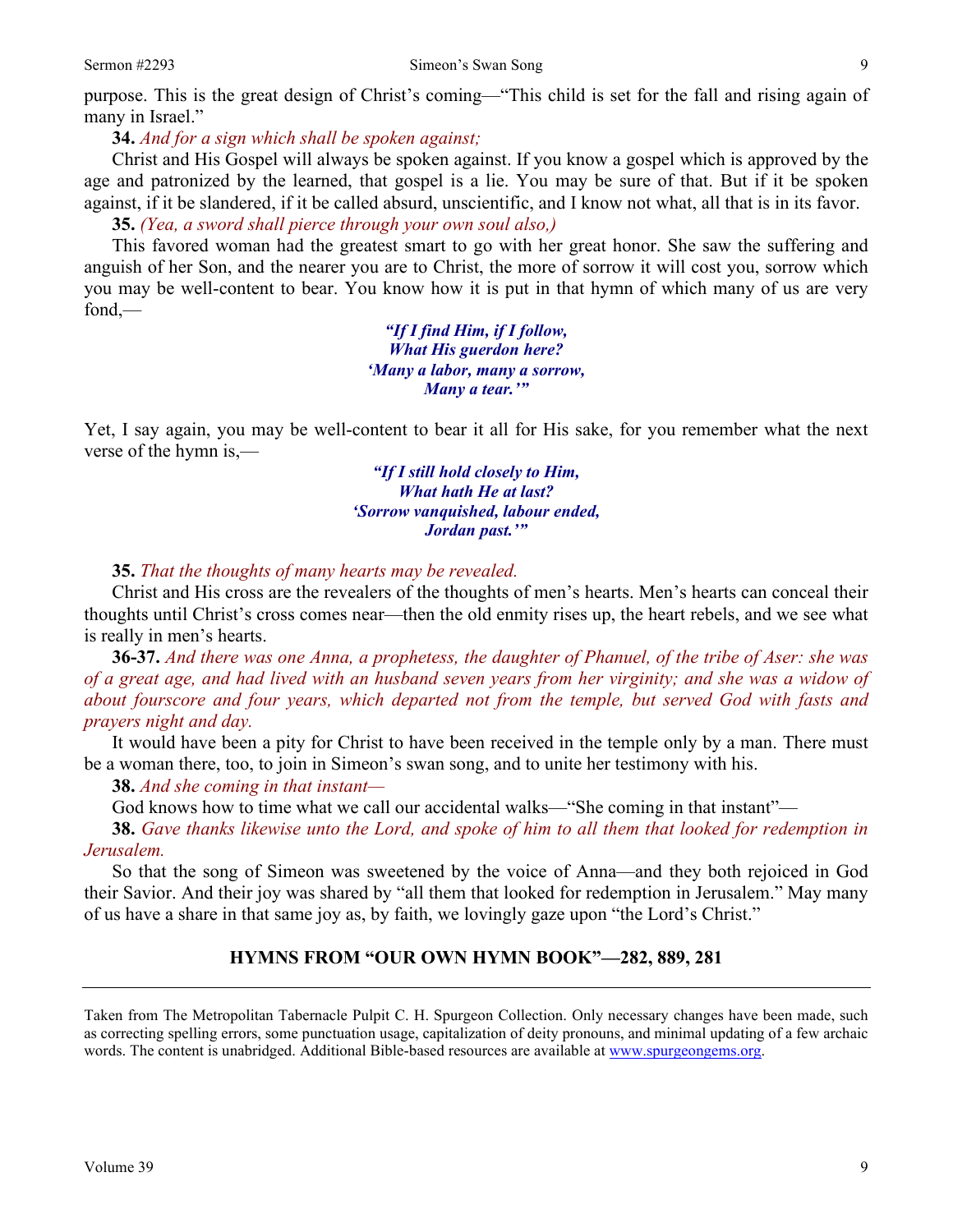purpose. This is the great design of Christ's coming—"This child is set for the fall and rising again of many in Israel."

**34.** *And for a sign which shall be spoken against;*

Christ and His Gospel will always be spoken against. If you know a gospel which is approved by the age and patronized by the learned, that gospel is a lie. You may be sure of that. But if it be spoken against, if it be slandered, if it be called absurd, unscientific, and I know not what, all that is in its favor.

**35.** *(Yea, a sword shall pierce through your own soul also,)*

This favored woman had the greatest smart to go with her great honor. She saw the suffering and anguish of her Son, and the nearer you are to Christ, the more of sorrow it will cost you, sorrow which you may be well-content to bear. You know how it is put in that hymn of which many of us are very fond,—

> ***"If I find Him, if I follow,***
> ***What His guerdon here?***
> ***'Many a labor, many a sorrow,***
> ***Many a tear.'"***

Yet, I say again, you may be well-content to bear it all for His sake, for you remember what the next verse of the hymn is,—

> ***"If I still hold closely to Him,***
> ***What hath He at last?***
> ***'Sorrow vanquished, labour ended,***
> ***Jordan past.'"***

**35.** *That the thoughts of many hearts may be revealed.*

Christ and His cross are the revealers of the thoughts of men's hearts. Men's hearts can conceal their thoughts until Christ's cross comes near—then the old enmity rises up, the heart rebels, and we see what is really in men's hearts.

**36-37.** *And there was one Anna, a prophetess, the daughter of Phanuel, of the tribe of Aser: she was of a great age, and had lived with an husband seven years from her virginity; and she was a widow of about fourscore and four years, which departed not from the temple, but served God with fasts and prayers night and day.*

It would have been a pity for Christ to have been received in the temple only by a man. There must be a woman there, too, to join in Simeon's swan song, and to unite her testimony with his.

**38.** *And she coming in that instant—*

God knows how to time what we call our accidental walks—"She coming in that instant"—

**38.** *Gave thanks likewise unto the Lord, and spoke of him to all them that looked for redemption in Jerusalem.*

So that the song of Simeon was sweetened by the voice of Anna—and they both rejoiced in God their Savior. And their joy was shared by "all them that looked for redemption in Jerusalem." May many of us have a share in that same joy as, by faith, we lovingly gaze upon "the Lord's Christ."

**HYMNS FROM "OUR OWN HYMN BOOK"—282, 889, 281**

---

Taken from The Metropolitan Tabernacle Pulpit C. H. Spurgeon Collection. Only necessary changes have been made, such as correcting spelling errors, some punctuation usage, capitalization of deity pronouns, and minimal updating of a few archaic words. The content is unabridged. Additional Bible-based resources are available at www.spurgeongems.org.